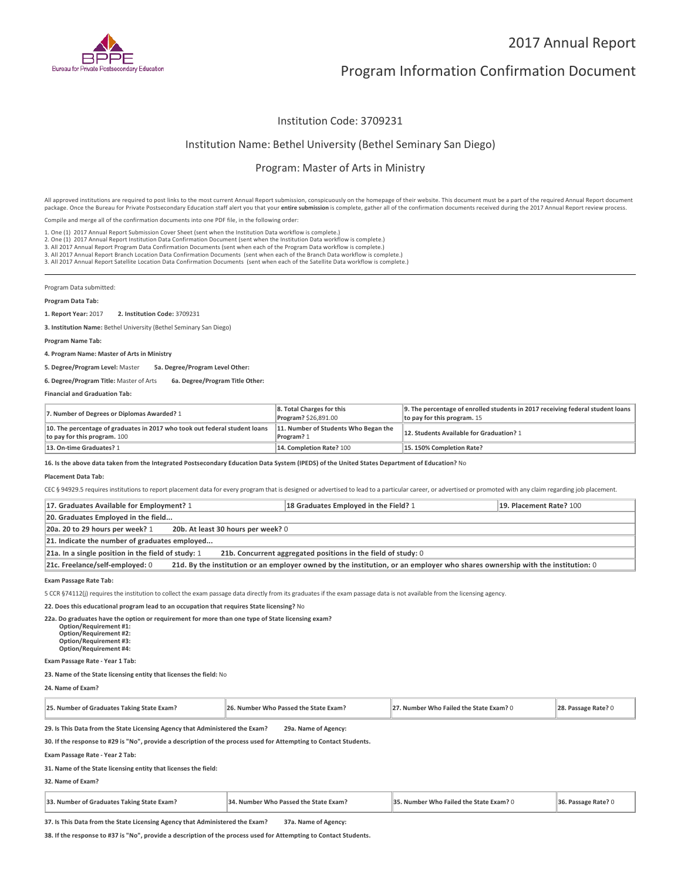# 2017 Annual Report

# Program Information Confirmation Document

Institution Code: 3709231

Institution Name: Bethel University (Bethel Seminary San Diego)

Program: Master of Arts in Ministry

All approved institutions are required to post links to the most current Annual Report submission, conspicuously on the homepage of their website. This document must be a part of the required Annual Report document package. Once the Bureau for Private Postsecondary Education staff alert you that your **entire submission** is complete, gather all of the confirmation documents received during the 2017 Annual Report review process.

Compile and merge all of the confirmation documents into one PDF file, in the following order:

1. One (1) 2017 Annual Report Submission Cover Sheet (sent when the Institution Data workflow is complete.)
2. One (1) 2017 Annual Report Institution Data Confirmation Document (sent when the Institution Data workflow is complete.)
3. All 2017 Annual Report Program Data Confirmation Documents (sent when each of the Program Data workflow is complete.)
3. All 2017 Annual Report Branch Location Data Confirmation Documents (sent when each of the Branch Data workflow is complete.)
3. All 2017 Annual Report Satellite Location Data Confirmation Documents (sent when each of the Satellite Data workflow is complete.)

---

Program Data submitted:

**Program Data Tab:**

**1. Report Year:** 2017 **2. Institution Code:** 3709231

**3. Institution Name:** Bethel University (Bethel Seminary San Diego)

**Program Name Tab:**

**4. Program Name: Master of Arts in Ministry**

**5. Degree/Program Level:** Master **5a. Degree/Program Level Other:**

**6. Degree/Program Title:** Master of Arts **6a. Degree/Program Title Other:**

**Financial and Graduation Tab:**

| | | |
|---|---|---|
| **7. Number of Degrees or Diplomas Awarded?** 1 | **8. Total Charges for this Program?** $26,891.00 | **9. The percentage of enrolled students in 2017 receiving federal student loans to pay for this program.** 15 |
| **10. The percentage of graduates in 2017 who took out federal student loans to pay for this program.** 100 | **11. Number of Students Who Began the Program?** 1 | **12. Students Available for Graduation?** 1 |
| **13. On-time Graduates?** 1 | **14. Completion Rate?** 100 | **15. 150% Completion Rate?** |

**16. Is the above data taken from the Integrated Postsecondary Education Data System (IPEDS) of the United States Department of Education?** No

**Placement Data Tab:**

CEC § 94929.5 requires institutions to report placement data for every program that is designed or advertised to lead to a particular career, or advertised or promoted with any claim regarding job placement.

| | | |
|---|---|---|
| **17. Graduates Available for Employment?** 1 | **18 Graduates Employed in the Field?** 1 | **19. Placement Rate?** 100 |
| **20. Graduates Employed in the field...** | | |
| **20a. 20 to 29 hours per week?** 1 | **20b. At least 30 hours per week?** 0 | |
| **21. Indicate the number of graduates employed...** | | |
| **21a. In a single position in the field of study:** 1 | **21b. Concurrent aggregated positions in the field of study:** 0 | |
| **21c. Freelance/self-employed:** 0 | **21d. By the institution or an employer owned by the institution, or an employer who shares ownership with the institution:** 0 | |

**Exam Passage Rate Tab:**

5 CCR §74112(j) requires the institution to collect the exam passage data directly from its graduates if the exam passage data is not available from the licensing agency.

**22. Does this educational program lead to an occupation that requires State licensing?** No

**22a. Do graduates have the option or requirement for more than one type of State licensing exam?**
**Option/Requirement #1:**
**Option/Requirement #2:**
**Option/Requirement #3:**
**Option/Requirement #4:**

**Exam Passage Rate - Year 1 Tab:**

**23. Name of the State licensing entity that licenses the field:** No

**24. Name of Exam?**

| | | | |
|---|---|---|---|
| **25. Number of Graduates Taking State Exam?** | **26. Number Who Passed the State Exam?** | **27. Number Who Failed the State Exam?** 0 | **28. Passage Rate?** 0 |

**29. Is This Data from the State Licensing Agency that Administered the Exam?** **29a. Name of Agency:**

**30. If the response to #29 is "No", provide a description of the process used for Attempting to Contact Students.**

**Exam Passage Rate - Year 2 Tab:**

**31. Name of the State licensing entity that licenses the field:**

**32. Name of Exam?**

| | | | |
|---|---|---|---|
| **33. Number of Graduates Taking State Exam?** | **34. Number Who Passed the State Exam?** | **35. Number Who Failed the State Exam?** 0 | **36. Passage Rate?** 0 |

**37. Is This Data from the State Licensing Agency that Administered the Exam?** **37a. Name of Agency:**

**38. If the response to #37 is "No", provide a description of the process used for Attempting to Contact Students.**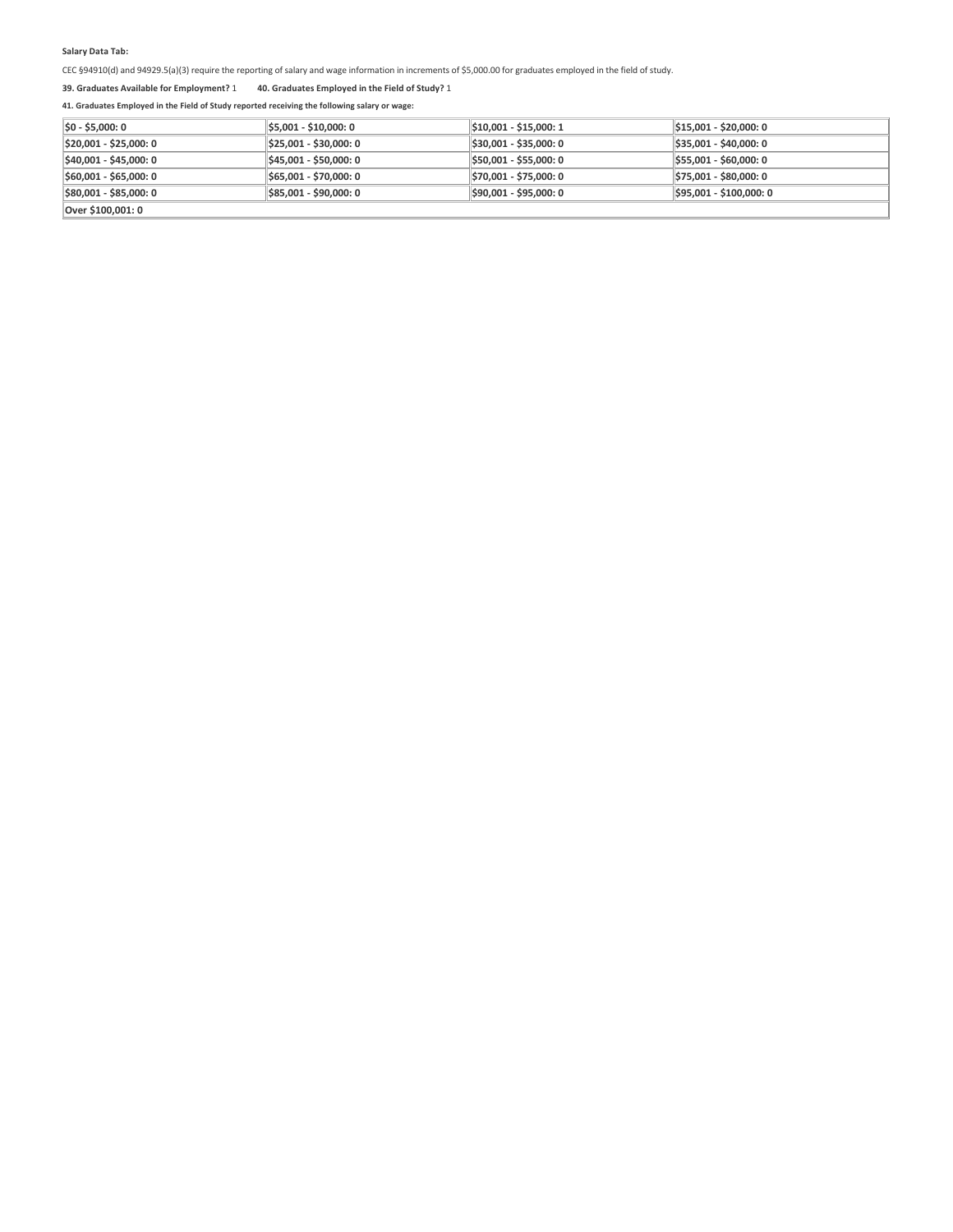**Salary Data Tab:**

CEC §94910(d) and 94929.5(a)(3) require the reporting of salary and wage information in increments of $5,000.00 for graduates employed in the field of study.

**39. Graduates Available for Employment?** 1 **40. Graduates Employed in the Field of Study?** 1

**41. Graduates Employed in the Field of Study reported receiving the following salary or wage:**

| | | | |
|---|---|---|---|
| $0 - $5,000: 0 | $5,001 - $10,000: 0 | $10,001 - $15,000: 1 | $15,001 - $20,000: 0 |
| $20,001 - $25,000: 0 | $25,001 - $30,000: 0 | $30,001 - $35,000: 0 | $35,001 - $40,000: 0 |
| $40,001 - $45,000: 0 | $45,001 - $50,000: 0 | $50,001 - $55,000: 0 | $55,001 - $60,000: 0 |
| $60,001 - $65,000: 0 | $65,001 - $70,000: 0 | $70,001 - $75,000: 0 | $75,001 - $80,000: 0 |
| $80,001 - $85,000: 0 | $85,001 - $90,000: 0 | $90,001 - $95,000: 0 | $95,001 - $100,000: 0 |
| Over $100,001: 0 | | | |